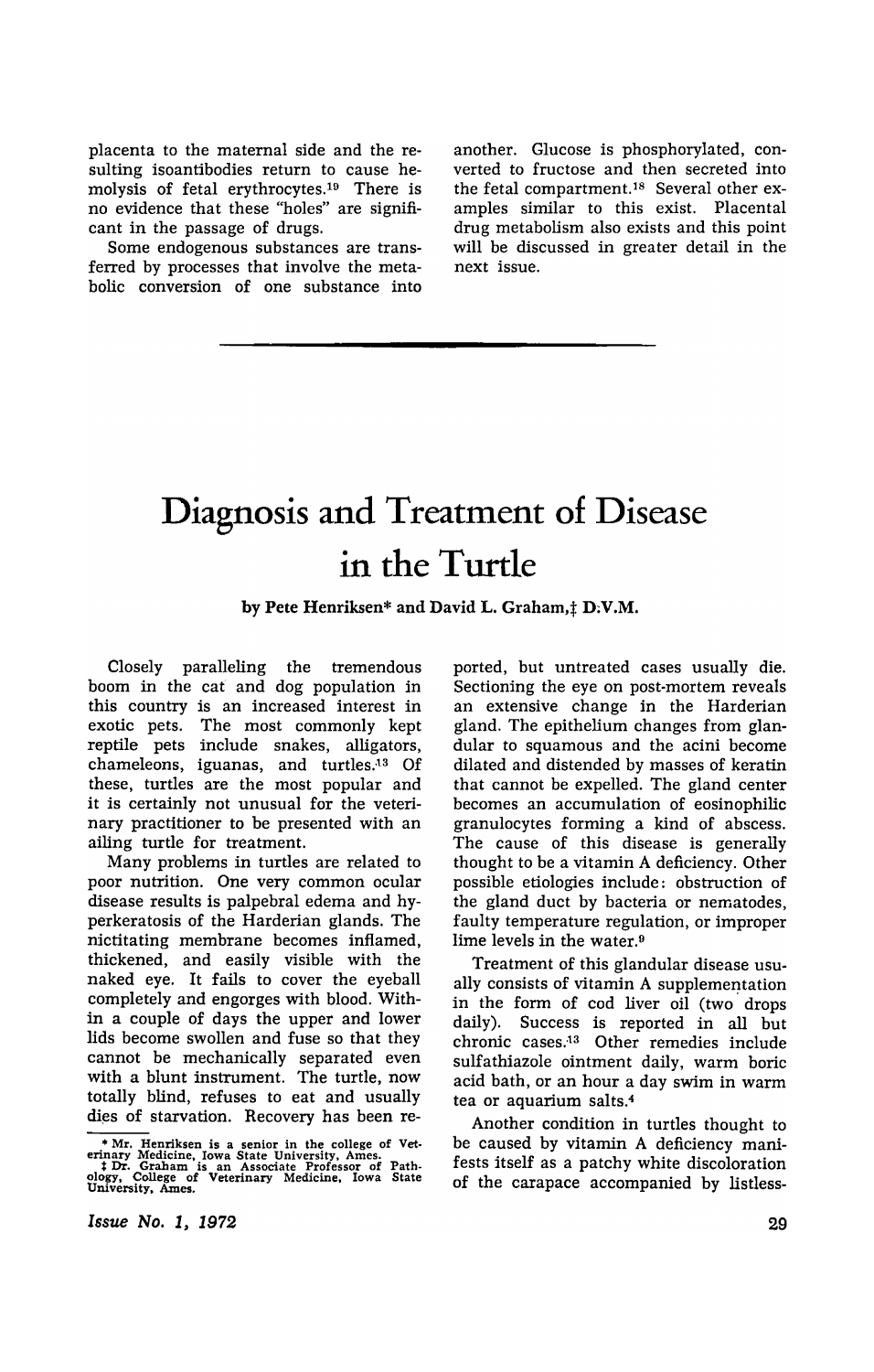placenta to the maternal side and the resulting isoantibodies return to cause hemolysis of fetal erythrocytes.[19] There is no evidence that these "holes" are significant in the passage of drugs.

Some endogenous substances are transferred by processes that involve the metabolic conversion of one substance into another. Glucose is phosphorylated, converted to fructose and then secreted into the fetal compartment.[18] Several other examples similar to this exist. Placental drug metabolism also exists and this point will be discussed in greater detail in the next issue.

---

# Diagnosis and Treatment of Disease in the Turtle

**by Pete Henriksen\* and David L. Graham,‡ D.V.M.**

Closely paralleling the tremendous boom in the cat and dog population in this country is an increased interest in exotic pets. The most commonly kept reptile pets include snakes, alligators, chameleons, iguanas, and turtles.[13] Of these, turtles are the most popular and it is certainly not unusual for the veterinary practitioner to be presented with an ailing turtle for treatment.

Many problems in turtles are related to poor nutrition. One very common ocular disease results is palpebral edema and hyperkeratosis of the Harderian glands. The nictitating membrane becomes inflamed, thickened, and easily visible with the naked eye. It fails to cover the eyeball completely and engorges with blood. Within a couple of days the upper and lower lids become swollen and fuse so that they cannot be mechanically separated even with a blunt instrument. The turtle, now totally blind, refuses to eat and usually dies of starvation. Recovery has been reported, but untreated cases usually die. Sectioning the eye on post-mortem reveals an extensive change in the Harderian gland. The epithelium changes from glandular to squamous and the acini become dilated and distended by masses of keratin that cannot be expelled. The gland center becomes an accumulation of eosinophilic granulocytes forming a kind of abscess. The cause of this disease is generally thought to be a vitamin A deficiency. Other possible etiologies include: obstruction of the gland duct by bacteria or nematodes, faulty temperature regulation, or improper lime levels in the water.[9]

Treatment of this glandular disease usually consists of vitamin A supplementation in the form of cod liver oil (two drops daily). Success is reported in all but chronic cases.[13] Other remedies include sulfathiazole ointment daily, warm boric acid bath, or an hour a day swim in warm tea or aquarium salts.[4]

Another condition in turtles thought to be caused by vitamin A deficiency manifests itself as a patchy white discoloration of the carapace accompanied by listless-

\* Mr. Henriksen is a senior in the college of Veterinary Medicine, Iowa State University, Ames.
‡ Dr. Graham is an Associate Professor of Pathology, College of Veterinary Medicine, Iowa State University, Ames.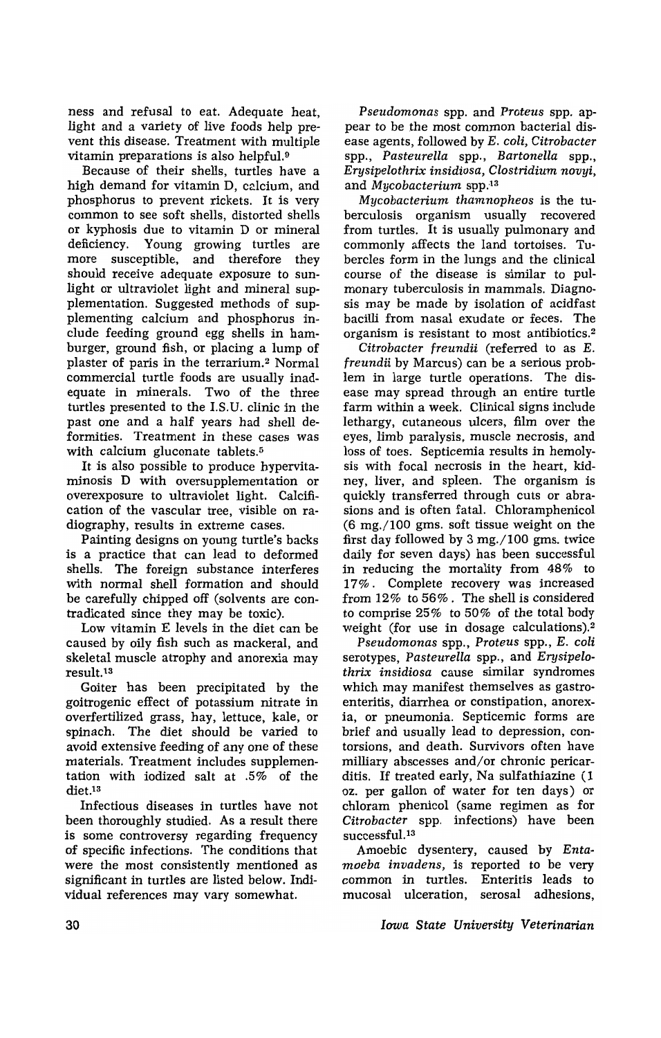ness and refusal to eat. Adequate heat, light and a variety of live foods help prevent this disease. Treatment with multiple vitamin preparations is also helpful.[9]

Because of their shells, turtles have a high demand for vitamin D, calcium, and phosphorus to prevent rickets. It is very common to see soft shells, distorted shells or kyphosis due to vitamin D or mineral deficiency. Young growing turtles are more susceptible, and therefore they should receive adequate exposure to sunlight or ultraviolet light and mineral supplementation. Suggested methods of supplementing calcium and phosphorus include feeding ground egg shells in hamburger, ground fish, or placing a lump of plaster of paris in the terrarium.[2] Normal commercial turtle foods are usually inadequate in minerals. Two of the three turtles presented to the I.S.U. clinic in the past one and a half years had shell deformities. Treatment in these cases was with calcium gluconate tablets.[5]

It is also possible to produce hypervitaminosis D with oversupplementation or overexposure to ultraviolet light. Calcification of the vascular tree, visible on radiography, results in extreme cases.

Painting designs on young turtle's backs is a practice that can lead to deformed shells. The foreign substance interferes with normal shell formation and should be carefully chipped off (solvents are contradicated since they may be toxic).

Low vitamin E levels in the diet can be caused by oily fish such as mackeral, and skeletal muscle atrophy and anorexia may result.[13]

Goiter has been precipitated by the goitrogenic effect of potassium nitrate in overfertilized grass, hay, lettuce, kale, or spinach. The diet should be varied to avoid extensive feeding of any one of these materials. Treatment includes supplementation with iodized salt at .5% of the diet.[13]

Infectious diseases in turtles have not been thoroughly studied. As a result there is some controversy regarding frequency of specific infections. The conditions that were the most consistently mentioned as significant in turtles are listed below. Individual references may vary somewhat.

*Pseudomonas* spp. and *Proteus* spp. appear to be the most common bacterial disease agents, followed by *E. coli*, *Citrobacter* spp., *Pasteurella* spp., *Bartonella* spp., *Erysipelothrix insidiosa*, *Clostridium novyi*, and *Mycobacterium* spp.[13]

*Mycobacterium thamnopheos* is the tuberculosis organism usually recovered from turtles. It is usually pulmonary and commonly affects the land tortoises. Tubercles form in the lungs and the clinical course of the disease is similar to pulmonary tuberculosis in mammals. Diagnosis may be made by isolation of acidfast bacilli from nasal exudate or feces. The organism is resistant to most antibiotics.[2]

*Citrobacter freundii* (referred to as *E. freundii* by Marcus) can be a serious problem in large turtle operations. The disease may spread through an entire turtle farm within a week. Clinical signs include lethargy, cutaneous ulcers, film over the eyes, limb paralysis, muscle necrosis, and loss of toes. Septicemia results in hemolysis with focal necrosis in the heart, kidney, liver, and spleen. The organism is quickly transferred through cuts or abrasions and is often fatal. Chloramphenicol (6 mg./100 gms. soft tissue weight on the first day followed by 3 mg./100 gms. twice daily for seven days) has been successful in reducing the mortality from 48% to 17%. Complete recovery was increased from 12% to 56%. The shell is considered to comprise 25% to 50% of the total body weight (for use in dosage calculations).[2]

*Pseudomonas* spp., *Proteus* spp., *E. coli* serotypes, *Pasteurella* spp., and *Erysipelothrix insidiosa* cause similar syndromes which may manifest themselves as gastroenteritis, diarrhea or constipation, anorexia, or pneumonia. Septicemic forms are brief and usually lead to depression, contorsions, and death. Survivors often have milliary abscesses and/or chronic pericarditis. If treated early, Na sulfathiazine (1 oz. per gallon of water for ten days) or chloram phenicol (same regimen as for *Citrobacter* spp. infections) have been successful.[13]

Amoebic dysentery, caused by *Entamoeba invadens*, is reported to be very common in turtles. Enteritis leads to mucosal ulceration, serosal adhesions,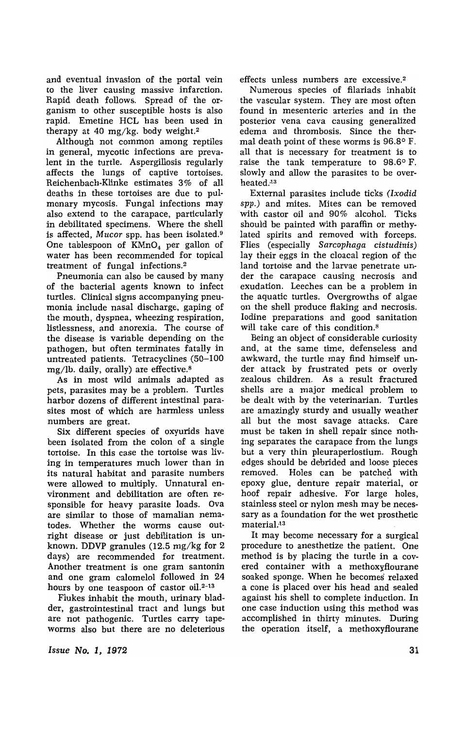and eventual invasion of the portal vein to the liver causing massive infarction. Rapid death follows. Spread of the organism to other susceptible hosts is also rapid. Emetine HCL has been used in therapy at 40 mg/kg. body weight.[2]

Although not common among reptiles in general, mycotic infections are prevalent in the turtle. Aspergillosis regularly affects the lungs of captive tortoises. Reichenbach-Klinke estimates 3% of all deaths in these tortoises are due to pulmonary mycosis. Fungal infections may also extend to the carapace, particularly in debilitated specimens. Where the shell is affected, *Mucor* spp. has been isolated.[9] One tablespoon of $KMnO_4$ per gallon of water has been recommended for topical treatment of fungal infections.[2]

Pneumonia can also be caused by many of the bacterial agents known to infect turtles. Clinical signs accompanying pneumonia include nasal discharge, gaping of the mouth, dyspnea, wheezing respiration, listlessness, and anorexia. The course of the disease is variable depending on the pathogen, but often terminates fatally in untreated patients. Tetracyclines (50–100 mg/lb. daily, orally) are effective.[8]

As in most wild animals adapted as pets, parasites may be a problem. Turtles harbor dozens of different intestinal parasites most of which are harmless unless numbers are great.

Six different species of oxyurids have been isolated from the colon of a single tortoise. In this case the tortoise was living in temperatures much lower than in its natural habitat and parasite numbers were allowed to multiply. Unnatural environment and debilitation are often responsible for heavy parasite loads. Ova are similar to those of mamalian nematodes. Whether the worms cause outright disease or just debilitation is unknown. DDVP granules (12.5 mg/kg for 2 days) are recommended for treatment. Another treatment is one gram santonin and one gram calomelol followed in 24 hours by one teaspoon of castor oil.[2-13]

Flukes inhabit the mouth, urinary bladder, gastrointestinal tract and lungs but are not pathogenic. Turtles carry tapeworms also but there are no deleterious effects unless numbers are excessive.[2]

Numerous species of filariads inhabit the vascular system. They are most often found in mesenteric arteries and in the posterior vena cava causing generalized edema and thrombosis. Since the thermal death point of these worms is 96.8° F. all that is necessary for treatment is to raise the tank temperature to 98.6° F. slowly and allow the parasites to be overheated.[13]

External parasites include ticks (*Ixodid spp.*) and mites. Mites can be removed with castor oil and 90% alcohol. Ticks should be painted with paraffin or methylated spirits and removed with forceps. Flies (especially *Sarcophaga cistudinis*) lay their eggs in the cloacal region of the land tortoise and the larvae penetrate under the carapace causing necrosis and exudation. Leeches can be a problem in the aquatic turtles. Overgrowths of algae on the shell produce flaking and necrosis. Iodine preparations and good sanitation will take care of this condition.[8]

Being an object of considerable curiosity and, at the same time, defenseless and awkward, the turtle may find himself under attack by frustrated pets or overly zealous children. As a result fractured shells are a major medical problem to be dealt with by the veterinarian. Turtles are amazingly sturdy and usually weather all but the most savage attacks. Care must be taken in shell repair since nothing separates the carapace from the lungs but a very thin pleuraperiostium. Rough edges should be debrided and loose pieces removed. Holes can be patched with epoxy glue, denture repair material, or hoof repair adhesive. For large holes, stainless steel or nylon mesh may be necessary as a foundation for the wet prosthetic material.[13]

It may become necessary for a surgical procedure to anesthetize the patient. One method is by placing the turtle in a covered container with a methoxyflourane soaked sponge. When he becomes relaxed a cone is placed over his head and sealed against his shell to complete induction. In one case induction using this method was accomplished in thirty minutes. During the operation itself, a methoxyflourane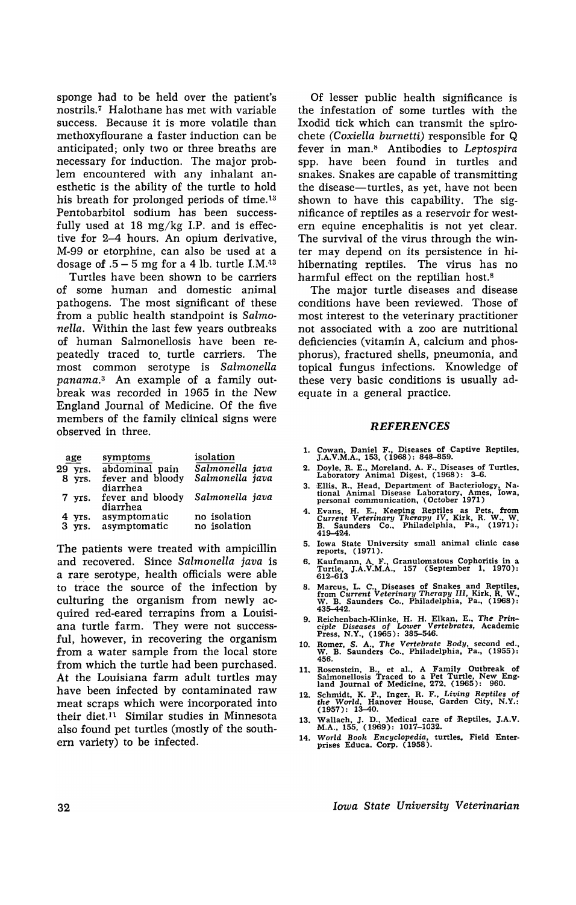sponge had to be held over the patient's nostrils.[7] Halothane has met with variable success. Because it is more volatile than methoxyflourane a faster induction can be anticipated; only two or three breaths are necessary for induction. The major problem encountered with any inhalant anesthetic is the ability of the turtle to hold his breath for prolonged periods of time.[13] Pentobarbitol sodium has been successfully used at 18 mg/kg I.P. and is effective for 2–4 hours. An opium derivative, M-99 or etorphine, can also be used at a dosage of .5 – 5 mg for a 4 lb. turtle I.M.[13]

Turtles have been shown to be carriers of some human and domestic animal pathogens. The most significant of these from a public health standpoint is *Salmonella*. Within the last few years outbreaks of human Salmonellosis have been repeatedly traced to turtle carriers. The most common serotype is *Salmonella panama*.[3] An example of a family outbreak was recorded in 1965 in the New England Journal of Medicine. Of the five members of the family clinical signs were observed in three.

| age | symptoms | isolation |
|---|---|---|
| 29 yrs. | abdominal pain | *Salmonella java* |
| 8 yrs. | fever and bloody diarrhea | *Salmonella java* |
| 7 yrs. | fever and bloody diarrhea | *Salmonella java* |
| 4 yrs. | asymptomatic | no isolation |
| 3 yrs. | asymptomatic | no isolation |

The patients were treated with ampicillin and recovered. Since *Salmonella java* is a rare serotype, health officials were able to trace the source of the infection by culturing the organism from newly acquired red-eared terrapins from a Louisiana turtle farm. They were not successful, however, in recovering the organism from a water sample from the local store from which the turtle had been purchased. At the Louisiana farm adult turtles may have been infected by contaminated raw meat scraps which were incorporated into their diet.[11] Similar studies in Minnesota also found pet turtles (mostly of the southern variety) to be infected.

Of lesser public health significance is the infestation of some turtles with the Ixodid tick which can transmit the spirochete *(Coxiella burnetti)* responsible for Q fever in man.[8] Antibodies to *Leptospira* spp. have been found in turtles and snakes. Snakes are capable of transmitting the disease—turtles, as yet, have not been shown to have this capability. The significance of reptiles as a reservoir for western equine encephalitis is not yet clear. The survival of the virus through the winter may depend on its persistence in hibernating reptiles. The virus has no harmful effect on the reptilian host.[8]

The major turtle diseases and disease conditions have been reviewed. Those of most interest to the veterinary practitioner not associated with a zoo are nutritional deficiencies (vitamin A, calcium and phosphorus), fractured shells, pneumonia, and topical fungus infections. Knowledge of these very basic conditions is usually adequate in a general practice.

## *REFERENCES*

1. Cowan, Daniel F., Diseases of Captive Reptiles, J.A.V.M.A., 153, (1968): 848–859.
2. Doyle, R. E., Moreland, A. F., Diseases of Turtles, Laboratory Animal Digest, (1968): 3–6.
3. Ellis, R., Head, Department of Bacteriology, National Animal Disease Laboratory, Ames, Iowa, personal communication, (October 1971)
4. Evans, H. E., Keeping Reptiles as Pets, from *Current Veterinary Therapy IV*, Kirk, R. W., W. B. Saunders Co., Philadelphia, Pa., (1971): 419–424.
5. Iowa State University small animal clinic case reports, (1971).
6. Kaufmann, A. F., Granulomatous Cophoritis in a Turtle, J.A.V.M.A., 157 (September 1, 1970): 612–613
8. Marcus, L. C., Diseases of Snakes and Reptiles, from *Current Veterinary Therapy III*, Kirk, R. W., W. B. Saunders Co., Philadelphia, Pa., (1968): 435–442.
9. Reichenbach-Klinke, H. H. Elkan, E., *The Principle Diseases of Lower Vertebrates*, Academic Press, N.Y., (1965): 385–546.
10. Romer, S. A., *The Vertebrate Body*, second ed., W. B. Saunders Co., Philadelphia, Pa., (1955): 456.
11. Rosenstein, B., et al., A Family Outbreak of Salmonellosis Traced to a Pet Turtle, New England Journal of Medicine, 272, (1965): 960.
12. Schmidt, K. P., Inger, R. F., *Living Reptiles of the World*, Hanover House, Garden City, N.Y.: (1957): 13–40.
13. Wallach, J. D., Medical care of Reptiles, J.A.V.M.A., 155, (1969): 1017–1032.
14. *World Book Encyclopedia*, turtles, Field Enterprises Educa. Corp. (1958).